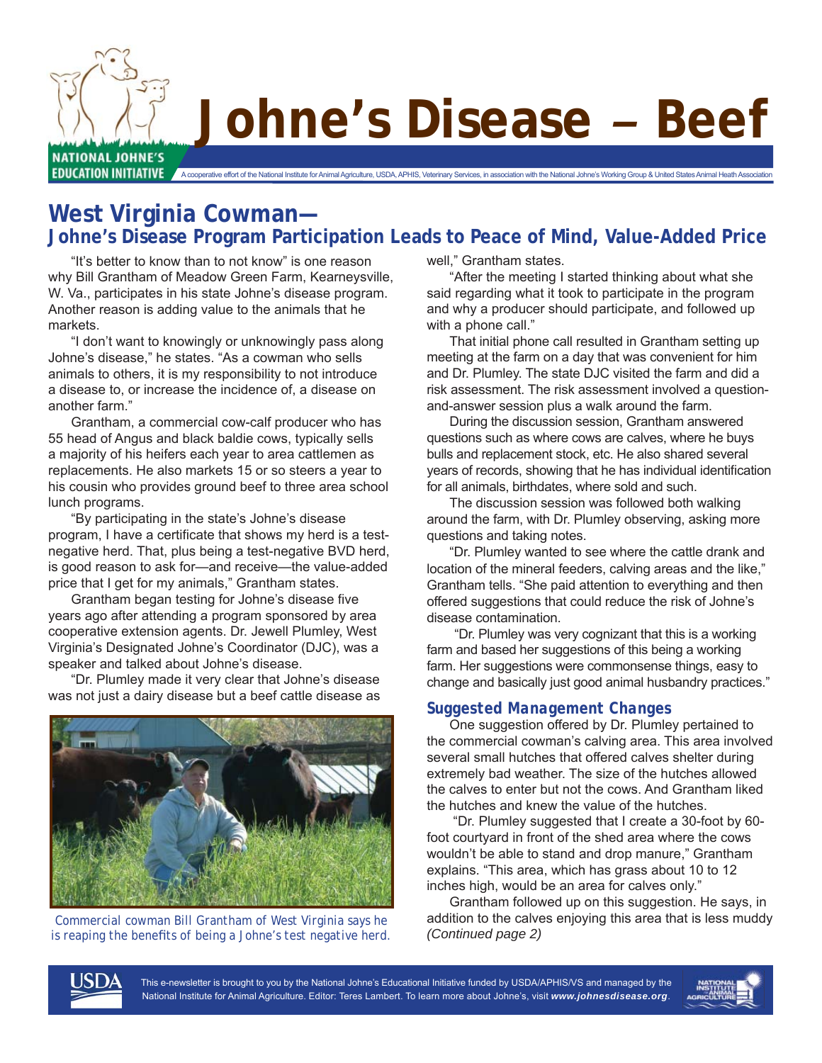# Johne's Disease – Beef

NATIONAL JOHNE'S EDUCATION INITIATIVE

A cooperative effort of the National Institute for Animal Agriculture, USDA, APHIS, Veterinary Services, in association with the National Johne's Working Group & United States Animal Heath Association

## West Virginia Cowman—
## Johne's Disease Program Participation Leads to Peace of Mind, Value-Added Price

"It's better to know than to not know" is one reason why Bill Grantham of Meadow Green Farm, Kearneysville, W. Va., participates in his state Johne's disease program. Another reason is adding value to the animals that he markets.

"I don't want to knowingly or unknowingly pass along Johne's disease," he states. "As a cowman who sells animals to others, it is my responsibility to not introduce a disease to, or increase the incidence of, a disease on another farm."

Grantham, a commercial cow-calf producer who has 55 head of Angus and black baldie cows, typically sells a majority of his heifers each year to area cattlemen as replacements. He also markets 15 or so steers a year to his cousin who provides ground beef to three area school lunch programs.

"By participating in the state's Johne's disease program, I have a certificate that shows my herd is a test-negative herd. That, plus being a test-negative BVD herd, is good reason to ask for—and receive—the value-added price that I get for my animals," Grantham states.

Grantham began testing for Johne's disease five years ago after attending a program sponsored by area cooperative extension agents. Dr. Jewell Plumley, West Virginia's Designated Johne's Coordinator (DJC), was a speaker and talked about Johne's disease.

"Dr. Plumley made it very clear that Johne's disease was not just a dairy disease but a beef cattle disease as well," Grantham states.

*Commercial cowman Bill Grantham of West Virginia says he is reaping the benefits of being a Johne's test negative herd.*

"After the meeting I started thinking about what she said regarding what it took to participate in the program and why a producer should participate, and followed up with a phone call."

That initial phone call resulted in Grantham setting up meeting at the farm on a day that was convenient for him and Dr. Plumley. The state DJC visited the farm and did a risk assessment. The risk assessment involved a question-and-answer session plus a walk around the farm.

During the discussion session, Grantham answered questions such as where cows are calves, where he buys bulls and replacement stock, etc. He also shared several years of records, showing that he has individual identification for all animals, birthdates, where sold and such.

The discussion session was followed both walking around the farm, with Dr. Plumley observing, asking more questions and taking notes.

"Dr. Plumley wanted to see where the cattle drank and location of the mineral feeders, calving areas and the like," Grantham tells. "She paid attention to everything and then offered suggestions that could reduce the risk of Johne's disease contamination.

"Dr. Plumley was very cognizant that this is a working farm and based her suggestions of this being a working farm. Her suggestions were commonsense things, easy to change and basically just good animal husbandry practices."

### Suggested Management Changes

One suggestion offered by Dr. Plumley pertained to the commercial cowman's calving area. This area involved several small hutches that offered calves shelter during extremely bad weather. The size of the hutches allowed the calves to enter but not the cows. And Grantham liked the hutches and knew the value of the hutches.

"Dr. Plumley suggested that I create a 30-foot by 60-foot courtyard in front of the shed area where the cows wouldn't be able to stand and drop manure," Grantham explains. "This area, which has grass about 10 to 12 inches high, would be an area for calves only."

Grantham followed up on this suggestion. He says, in addition to the calves enjoying this area that is less muddy *(Continued page 2)*

This e-newsletter is brought to you by the National Johne's Educational Initiative funded by USDA/APHIS/VS and managed by the National Institute for Animal Agriculture. Editor: Teres Lambert. To learn more about Johne's, visit ***www.johnesdisease.org***.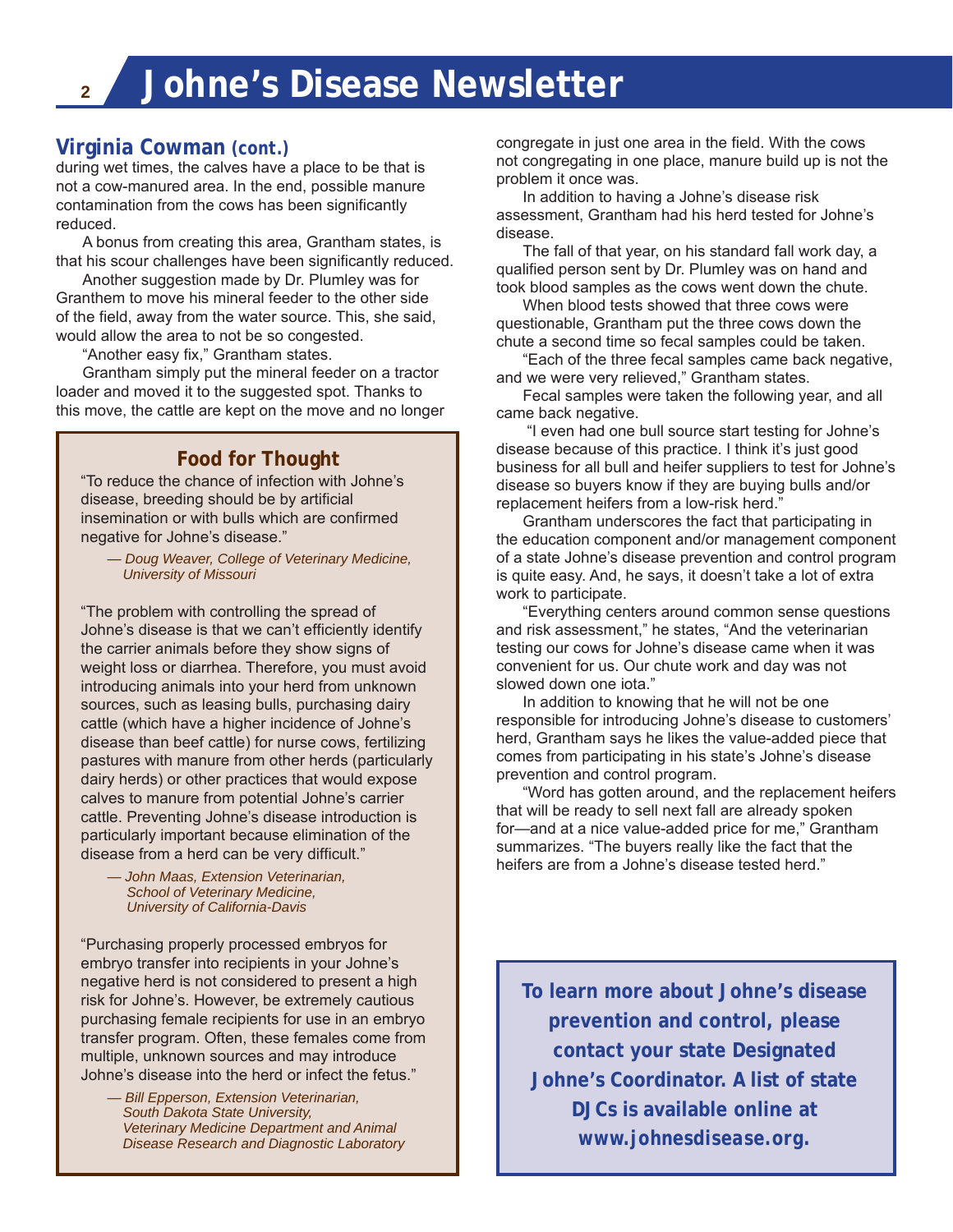## Virginia Cowman (cont.)

during wet times, the calves have a place to be that is not a cow-manured area. In the end, possible manure contamination from the cows has been significantly reduced.

A bonus from creating this area, Grantham states, is that his scour challenges have been significantly reduced.

Another suggestion made by Dr. Plumley was for Granthem to move his mineral feeder to the other side of the field, away from the water source. This, she said, would allow the area to not be so congested.

"Another easy fix," Grantham states.

Grantham simply put the mineral feeder on a tractor loader and moved it to the suggested spot. Thanks to this move, the cattle are kept on the move and no longer congregate in just one area in the field. With the cows not congregating in one place, manure build up is not the problem it once was.

In addition to having a Johne's disease risk assessment, Grantham had his herd tested for Johne's disease.

The fall of that year, on his standard fall work day, a qualified person sent by Dr. Plumley was on hand and took blood samples as the cows went down the chute.

When blood tests showed that three cows were questionable, Grantham put the three cows down the chute a second time so fecal samples could be taken.

"Each of the three fecal samples came back negative, and we were very relieved," Grantham states.

Fecal samples were taken the following year, and all came back negative.

"I even had one bull source start testing for Johne's disease because of this practice. I think it's just good business for all bull and heifer suppliers to test for Johne's disease so buyers know if they are buying bulls and/or replacement heifers from a low-risk herd."

Grantham underscores the fact that participating in the education component and/or management component of a state Johne's disease prevention and control program is quite easy. And, he says, it doesn't take a lot of extra work to participate.

"Everything centers around common sense questions and risk assessment," he states, "And the veterinarian testing our cows for Johne's disease came when it was convenient for us. Our chute work and day was not slowed down one iota."

In addition to knowing that he will not be one responsible for introducing Johne's disease to customers' herd, Grantham says he likes the value-added piece that comes from participating in his state's Johne's disease prevention and control program.

"Word has gotten around, and the replacement heifers that will be ready to sell next fall are already spoken for—and at a nice value-added price for me," Grantham summarizes. "The buyers really like the fact that the heifers are from a Johne's disease tested herd."

### Food for Thought

"To reduce the chance of infection with Johne's disease, breeding should be by artificial insemination or with bulls which are confirmed negative for Johne's disease."

*— Doug Weaver, College of Veterinary Medicine, University of Missouri*

"The problem with controlling the spread of Johne's disease is that we can't efficiently identify the carrier animals before they show signs of weight loss or diarrhea. Therefore, you must avoid introducing animals into your herd from unknown sources, such as leasing bulls, purchasing dairy cattle (which have a higher incidence of Johne's disease than beef cattle) for nurse cows, fertilizing pastures with manure from other herds (particularly dairy herds) or other practices that would expose calves to manure from potential Johne's carrier cattle. Preventing Johne's disease introduction is particularly important because elimination of the disease from a herd can be very difficult."

*— John Maas, Extension Veterinarian, School of Veterinary Medicine, University of California-Davis*

"Purchasing properly processed embryos for embryo transfer into recipients in your Johne's negative herd is not considered to present a high risk for Johne's. However, be extremely cautious purchasing female recipients for use in an embryo transfer program. Often, these females come from multiple, unknown sources and may introduce Johne's disease into the herd or infect the fetus."

*— Bill Epperson, Extension Veterinarian, South Dakota State University, Veterinary Medicine Department and Animal Disease Research and Diagnostic Laboratory*

**To learn more about Johne's disease prevention and control, please contact your state Designated Johne's Coordinator. A list of state DJCs is available online at www.johnesdisease.org.**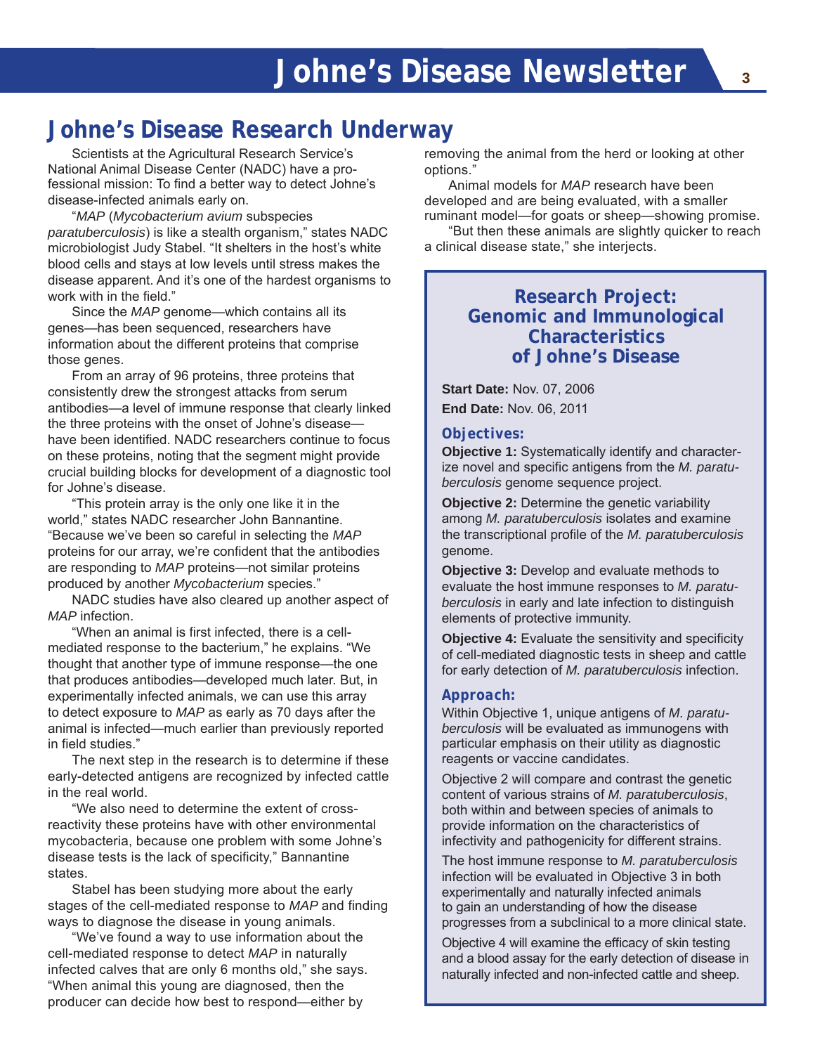## Johne's Disease Research Underway

Scientists at the Agricultural Research Service's National Animal Disease Center (NADC) have a professional mission: To find a better way to detect Johne's disease-infected animals early on.

"*MAP* (*Mycobacterium avium* subspecies *paratuberculosis*) is like a stealth organism," states NADC microbiologist Judy Stabel. "It shelters in the host's white blood cells and stays at low levels until stress makes the disease apparent. And it's one of the hardest organisms to work with in the field."

Since the *MAP* genome—which contains all its genes—has been sequenced, researchers have information about the different proteins that comprise those genes.

From an array of 96 proteins, three proteins that consistently drew the strongest attacks from serum antibodies—a level of immune response that clearly linked the three proteins with the onset of Johne's disease—have been identified. NADC researchers continue to focus on these proteins, noting that the segment might provide crucial building blocks for development of a diagnostic tool for Johne's disease.

"This protein array is the only one like it in the world," states NADC researcher John Bannantine. "Because we've been so careful in selecting the *MAP* proteins for our array, we're confident that the antibodies are responding to *MAP* proteins—not similar proteins produced by another *Mycobacterium* species."

NADC studies have also cleared up another aspect of *MAP* infection.

"When an animal is first infected, there is a cell-mediated response to the bacterium," he explains. "We thought that another type of immune response—the one that produces antibodies—developed much later. But, in experimentally infected animals, we can use this array to detect exposure to *MAP* as early as 70 days after the animal is infected—much earlier than previously reported in field studies."

The next step in the research is to determine if these early-detected antigens are recognized by infected cattle in the real world.

"We also need to determine the extent of cross-reactivity these proteins have with other environmental mycobacteria, because one problem with some Johne's disease tests is the lack of specificity," Bannantine states.

Stabel has been studying more about the early stages of the cell-mediated response to *MAP* and finding ways to diagnose the disease in young animals.

"We've found a way to use information about the cell-mediated response to detect *MAP* in naturally infected calves that are only 6 months old," she says. "When animal this young are diagnosed, then the producer can decide how best to respond—either by removing the animal from the herd or looking at other options."

Animal models for *MAP* research have been developed and are being evaluated, with a smaller ruminant model—for goats or sheep—showing promise.

"But then these animals are slightly quicker to reach a clinical disease state," she interjects.

### Research Project: Genomic and Immunological Characteristics of Johne's Disease

**Start Date:** Nov. 07, 2006

**End Date:** Nov. 06, 2011

#### Objectives:

**Objective 1:** Systematically identify and characterize novel and specific antigens from the *M. paratuberculosis* genome sequence project.

**Objective 2:** Determine the genetic variability among *M. paratuberculosis* isolates and examine the transcriptional profile of the *M. paratuberculosis* genome.

**Objective 3:** Develop and evaluate methods to evaluate the host immune responses to *M. paratuberculosis* in early and late infection to distinguish elements of protective immunity.

**Objective 4:** Evaluate the sensitivity and specificity of cell-mediated diagnostic tests in sheep and cattle for early detection of *M. paratuberculosis* infection.

#### Approach:

Within Objective 1, unique antigens of *M. paratuberculosis* will be evaluated as immunogens with particular emphasis on their utility as diagnostic reagents or vaccine candidates.

Objective 2 will compare and contrast the genetic content of various strains of *M. paratuberculosis*, both within and between species of animals to provide information on the characteristics of infectivity and pathogenicity for different strains.

The host immune response to *M. paratuberculosis* infection will be evaluated in Objective 3 in both experimentally and naturally infected animals to gain an understanding of how the disease progresses from a subclinical to a more clinical state.

Objective 4 will examine the efficacy of skin testing and a blood assay for the early detection of disease in naturally infected and non-infected cattle and sheep.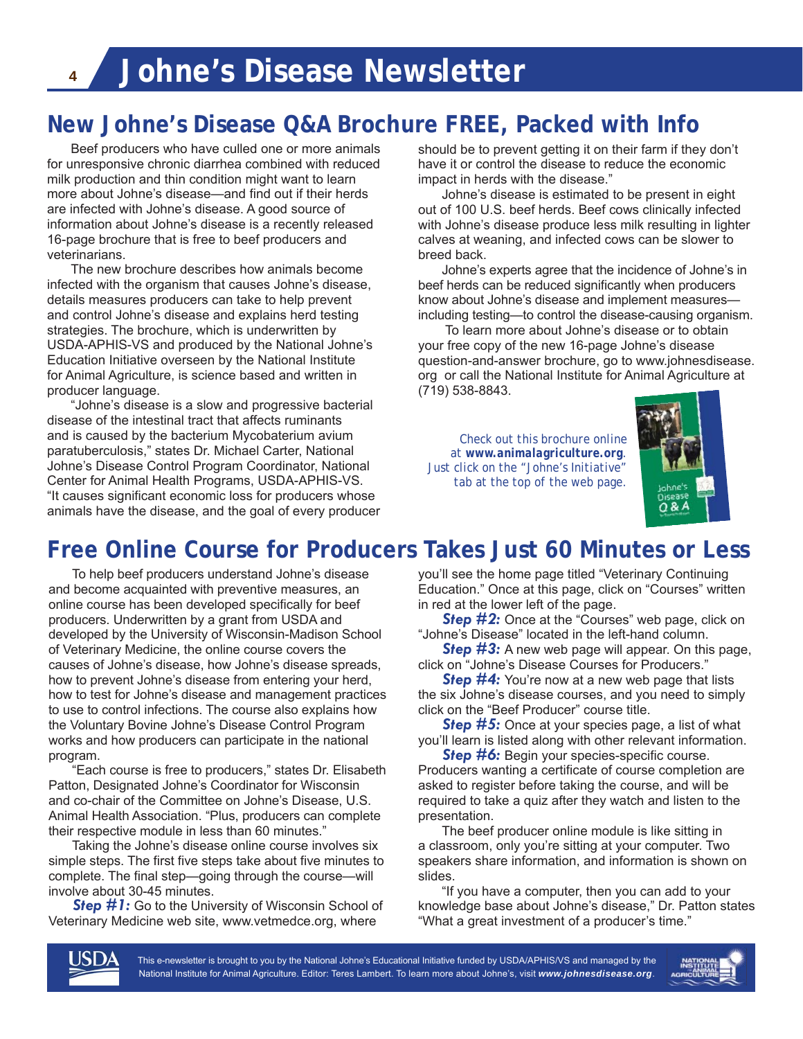## New Johne's Disease Q&A Brochure FREE, Packed with Info

Beef producers who have culled one or more animals for unresponsive chronic diarrhea combined with reduced milk production and thin condition might want to learn more about Johne's disease—and find out if their herds are infected with Johne's disease. A good source of information about Johne's disease is a recently released 16-page brochure that is free to beef producers and veterinarians.

The new brochure describes how animals become infected with the organism that causes Johne's disease, details measures producers can take to help prevent and control Johne's disease and explains herd testing strategies. The brochure, which is underwritten by USDA-APHIS-VS and produced by the National Johne's Education Initiative overseen by the National Institute for Animal Agriculture, is science based and written in producer language.

"Johne's disease is a slow and progressive bacterial disease of the intestinal tract that affects ruminants and is caused by the bacterium Mycobaterium avium paratuberculosis," states Dr. Michael Carter, National Johne's Disease Control Program Coordinator, National Center for Animal Health Programs, USDA-APHIS-VS. "It causes significant economic loss for producers whose animals have the disease, and the goal of every producer should be to prevent getting it on their farm if they don't have it or control the disease to reduce the economic impact in herds with the disease."

Johne's disease is estimated to be present in eight out of 100 U.S. beef herds. Beef cows clinically infected with Johne's disease produce less milk resulting in lighter calves at weaning, and infected cows can be slower to breed back.

Johne's experts agree that the incidence of Johne's in beef herds can be reduced significantly when producers know about Johne's disease and implement measures—including testing—to control the disease-causing organism.

To learn more about Johne's disease or to obtain your free copy of the new 16-page Johne's disease question-and-answer brochure, go to www.johnesdisease.org or call the National Institute for Animal Agriculture at (719) 538-8843.

*Check out this brochure online at **www.animalagriculture.org**. Just click on the "Johne's Initiative" tab at the top of the web page.*

## Free Online Course for Producers Takes Just 60 Minutes or Less

To help beef producers understand Johne's disease and become acquainted with preventive measures, an online course has been developed specifically for beef producers. Underwritten by a grant from USDA and developed by the University of Wisconsin-Madison School of Veterinary Medicine, the online course covers the causes of Johne's disease, how Johne's disease spreads, how to prevent Johne's disease from entering your herd, how to test for Johne's disease and management practices to use to control infections. The course also explains how the Voluntary Bovine Johne's Disease Control Program works and how producers can participate in the national program.

"Each course is free to producers," states Dr. Elisabeth Patton, Designated Johne's Coordinator for Wisconsin and co-chair of the Committee on Johne's Disease, U.S. Animal Health Association. "Plus, producers can complete their respective module in less than 60 minutes."

Taking the Johne's disease online course involves six simple steps. The first five steps take about five minutes to complete. The final step—going through the course—will involve about 30-45 minutes.

***Step #1:*** Go to the University of Wisconsin School of Veterinary Medicine web site, www.vetmedce.org, where you'll see the home page titled "Veterinary Continuing Education." Once at this page, click on "Courses" written in red at the lower left of the page.

***Step #2:*** Once at the "Courses" web page, click on "Johne's Disease" located in the left-hand column.

***Step #3:*** A new web page will appear. On this page, click on "Johne's Disease Courses for Producers."

***Step #4:*** You're now at a new web page that lists the six Johne's disease courses, and you need to simply click on the "Beef Producer" course title.

***Step #5:*** Once at your species page, a list of what you'll learn is listed along with other relevant information.

***Step #6:*** Begin your species-specific course. Producers wanting a certificate of course completion are asked to register before taking the course, and will be required to take a quiz after they watch and listen to the presentation.

The beef producer online module is like sitting in a classroom, only you're sitting at your computer. Two speakers share information, and information is shown on slides.

"If you have a computer, then you can add to your knowledge base about Johne's disease," Dr. Patton states "What a great investment of a producer's time."

This e-newsletter is brought to you by the National Johne's Educational Initiative funded by USDA/APHIS/VS and managed by the National Institute for Animal Agriculture. Editor: Teres Lambert. To learn more about Johne's, visit ***www.johnesdisease.org***.